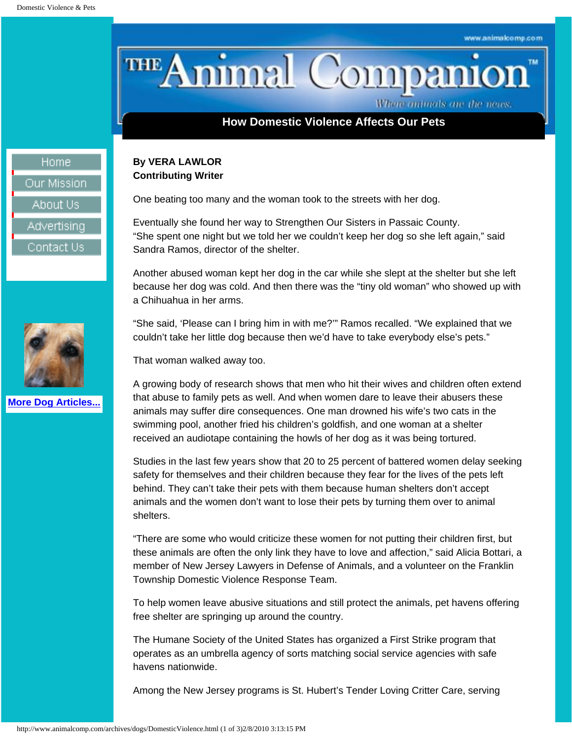# How Domestic Violence Affects Our Pets

**By VERA LAWLOR**
**Contributing Writer**

One beating too many and the woman took to the streets with her dog.

Eventually she found her way to Strengthen Our Sisters in Passaic County. "She spent one night but we told her we couldn't keep her dog so she left again," said Sandra Ramos, director of the shelter.

Another abused woman kept her dog in the car while she slept at the shelter but she left because her dog was cold. And then there was the "tiny old woman" who showed up with a Chihuahua in her arms.

"She said, 'Please can I bring him in with me?'" Ramos recalled. "We explained that we couldn't take her little dog because then we'd have to take everybody else's pets."

That woman walked away too.

A growing body of research shows that men who hit their wives and children often extend that abuse to family pets as well. And when women dare to leave their abusers these animals may suffer dire consequences. One man drowned his wife's two cats in the swimming pool, another fried his children's goldfish, and one woman at a shelter received an audiotape containing the howls of her dog as it was being tortured.

Studies in the last few years show that 20 to 25 percent of battered women delay seeking safety for themselves and their children because they fear for the lives of the pets left behind. They can't take their pets with them because human shelters don't accept animals and the women don't want to lose their pets by turning them over to animal shelters.

"There are some who would criticize these women for not putting their children first, but these animals are often the only link they have to love and affection," said Alicia Bottari, a member of New Jersey Lawyers in Defense of Animals, and a volunteer on the Franklin Township Domestic Violence Response Team.

To help women leave abusive situations and still protect the animals, pet havens offering free shelter are springing up around the country.

The Humane Society of the United States has organized a First Strike program that operates as an umbrella agency of sorts matching social service agencies with safe havens nationwide.

Among the New Jersey programs is St. Hubert's Tender Loving Critter Care, serving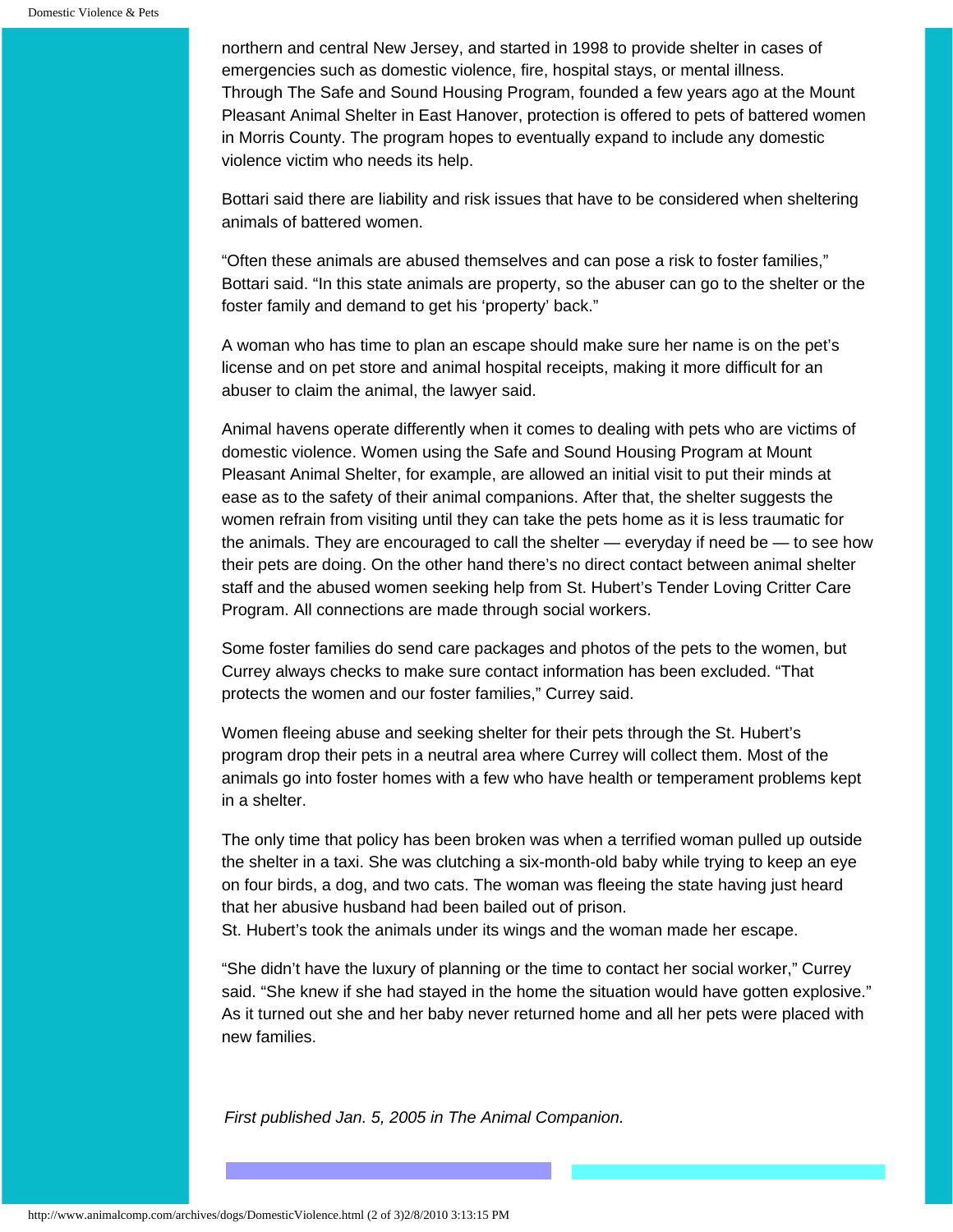northern and central New Jersey, and started in 1998 to provide shelter in cases of emergencies such as domestic violence, fire, hospital stays, or mental illness.
Through The Safe and Sound Housing Program, founded a few years ago at the Mount Pleasant Animal Shelter in East Hanover, protection is offered to pets of battered women in Morris County. The program hopes to eventually expand to include any domestic violence victim who needs its help.

Bottari said there are liability and risk issues that have to be considered when sheltering animals of battered women.

"Often these animals are abused themselves and can pose a risk to foster families," Bottari said. "In this state animals are property, so the abuser can go to the shelter or the foster family and demand to get his 'property' back."

A woman who has time to plan an escape should make sure her name is on the pet's license and on pet store and animal hospital receipts, making it more difficult for an abuser to claim the animal, the lawyer said.

Animal havens operate differently when it comes to dealing with pets who are victims of domestic violence. Women using the Safe and Sound Housing Program at Mount Pleasant Animal Shelter, for example, are allowed an initial visit to put their minds at ease as to the safety of their animal companions. After that, the shelter suggests the women refrain from visiting until they can take the pets home as it is less traumatic for the animals. They are encouraged to call the shelter — everyday if need be — to see how their pets are doing. On the other hand there's no direct contact between animal shelter staff and the abused women seeking help from St. Hubert's Tender Loving Critter Care Program. All connections are made through social workers.

Some foster families do send care packages and photos of the pets to the women, but Currey always checks to make sure contact information has been excluded. "That protects the women and our foster families," Currey said.

Women fleeing abuse and seeking shelter for their pets through the St. Hubert's program drop their pets in a neutral area where Currey will collect them. Most of the animals go into foster homes with a few who have health or temperament problems kept in a shelter.

The only time that policy has been broken was when a terrified woman pulled up outside the shelter in a taxi. She was clutching a six-month-old baby while trying to keep an eye on four birds, a dog, and two cats. The woman was fleeing the state having just heard that her abusive husband had been bailed out of prison.
St. Hubert's took the animals under its wings and the woman made her escape.

"She didn't have the luxury of planning or the time to contact her social worker," Currey said. "She knew if she had stayed in the home the situation would have gotten explosive." As it turned out she and her baby never returned home and all her pets were placed with new families.

*First published Jan. 5, 2005 in The Animal Companion.*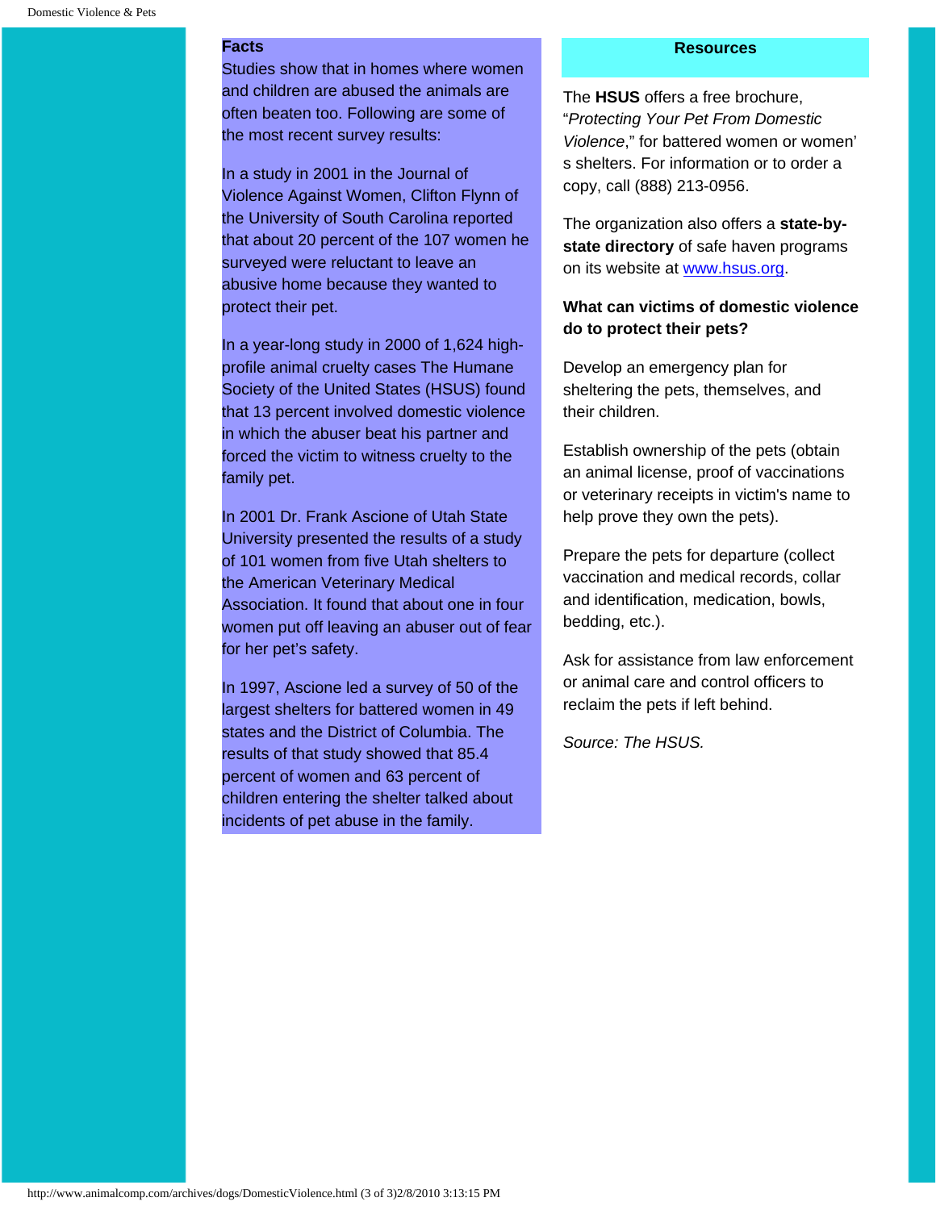## Facts

Studies show that in homes where women and children are abused the animals are often beaten too. Following are some of the most recent survey results:

In a study in 2001 in the Journal of Violence Against Women, Clifton Flynn of the University of South Carolina reported that about 20 percent of the 107 women he surveyed were reluctant to leave an abusive home because they wanted to protect their pet.

In a year-long study in 2000 of 1,624 high-profile animal cruelty cases The Humane Society of the United States (HSUS) found that 13 percent involved domestic violence in which the abuser beat his partner and forced the victim to witness cruelty to the family pet.

In 2001 Dr. Frank Ascione of Utah State University presented the results of a study of 101 women from five Utah shelters to the American Veterinary Medical Association. It found that about one in four women put off leaving an abuser out of fear for her pet's safety.

In 1997, Ascione led a survey of 50 of the largest shelters for battered women in 49 states and the District of Columbia. The results of that study showed that 85.4 percent of women and 63 percent of children entering the shelter talked about incidents of pet abuse in the family.

## Resources

The **HSUS** offers a free brochure, "*Protecting Your Pet From Domestic Violence*," for battered women or women's shelters. For information or to order a copy, call (888) 213-0956.

The organization also offers a **state-by-state directory** of safe haven programs on its website at [www.hsus.org](http://www.hsus.org).

**What can victims of domestic violence do to protect their pets?**

Develop an emergency plan for sheltering the pets, themselves, and their children.

Establish ownership of the pets (obtain an animal license, proof of vaccinations or veterinary receipts in victim's name to help prove they own the pets).

Prepare the pets for departure (collect vaccination and medical records, collar and identification, medication, bowls, bedding, etc.).

Ask for assistance from law enforcement or animal care and control officers to reclaim the pets if left behind.

*Source: The HSUS.*